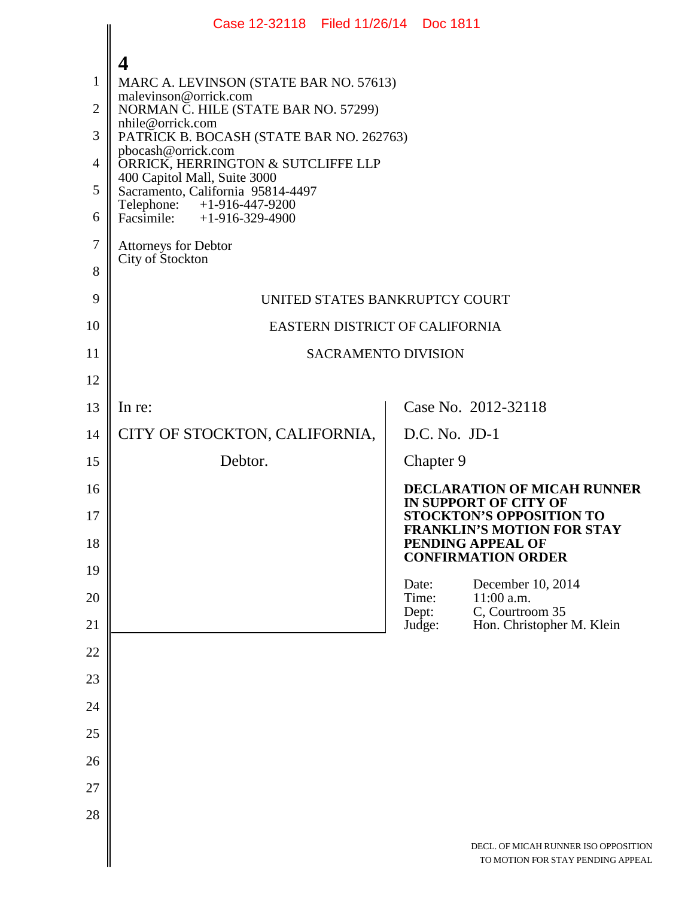**4**

MARC A. LEVINSON (STATE BAR NO. 57613)
malevinson@orrick.com
NORMAN C. HILE (STATE BAR NO. 57299)
nhile@orrick.com
PATRICK B. BOCASH (STATE BAR NO. 262763)
pbocash@orrick.com
ORRICK, HERRINGTON & SUTCLIFFE LLP
400 Capitol Mall, Suite 3000
Sacramento, California 95814-4497
Telephone: +1-916-447-9200
Facsimile: +1-916-329-4900

Attorneys for Debtor
City of Stockton

UNITED STATES BANKRUPTCY COURT

EASTERN DISTRICT OF CALIFORNIA

SACRAMENTO DIVISION

| | |
|---|---|
| In re:<br><br>CITY OF STOCKTON, CALIFORNIA,<br><br>Debtor. | Case No. 2012-32118<br><br>D.C. No. JD-1<br><br>Chapter 9<br><br>**DECLARATION OF MICAH RUNNER IN SUPPORT OF CITY OF STOCKTON'S OPPOSITION TO FRANKLIN'S MOTION FOR STAY PENDING APPEAL OF CONFIRMATION ORDER**<br><br>Date: December 10, 2014<br>Time: 11:00 a.m.<br>Dept: C, Courtroom 35<br>Judge: Hon. Christopher M. Klein |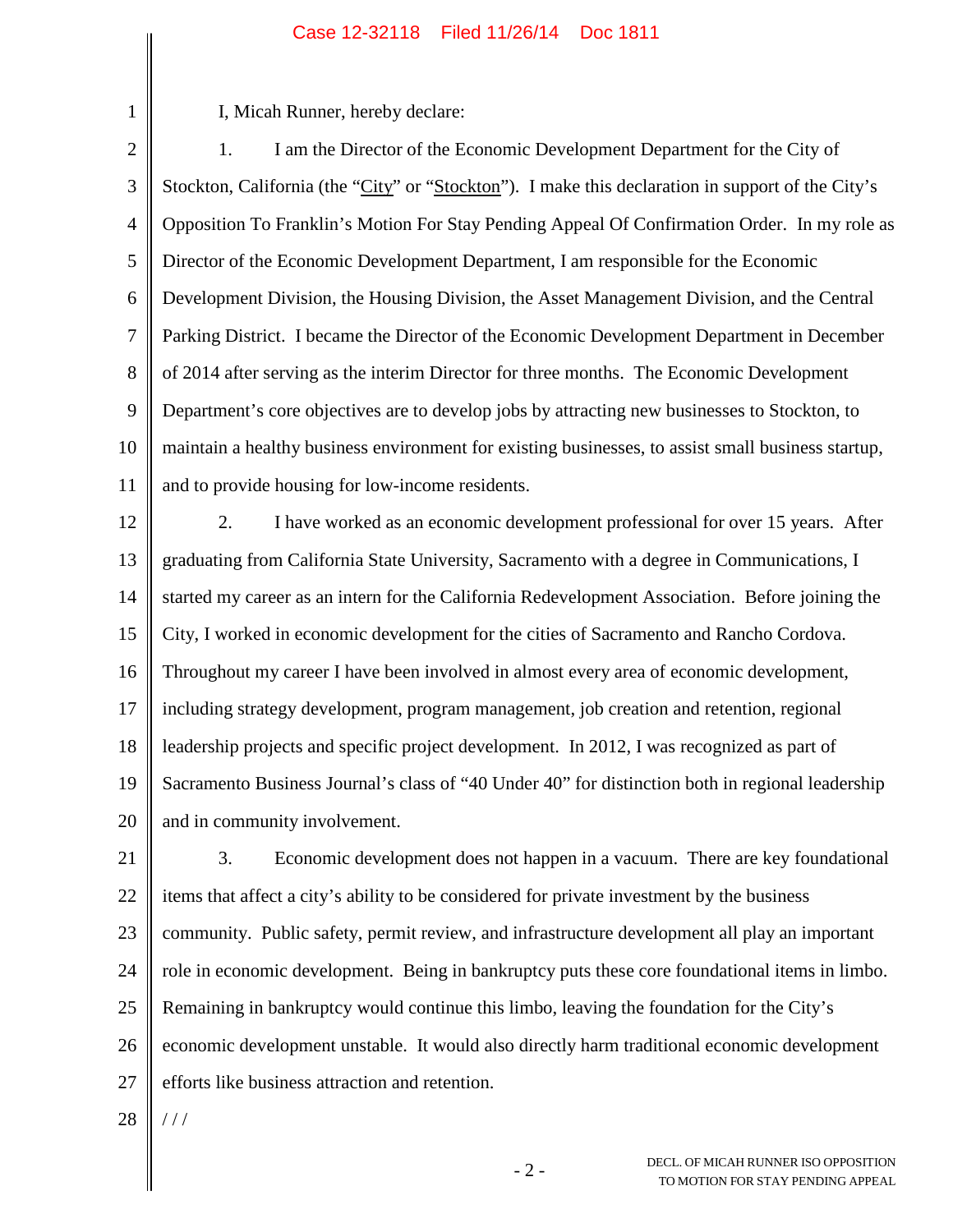I, Micah Runner, hereby declare:

1. I am the Director of the Economic Development Department for the City of Stockton, California (the "City" or "Stockton"). I make this declaration in support of the City's Opposition To Franklin's Motion For Stay Pending Appeal Of Confirmation Order. In my role as Director of the Economic Development Department, I am responsible for the Economic Development Division, the Housing Division, the Asset Management Division, and the Central Parking District. I became the Director of the Economic Development Department in December of 2014 after serving as the interim Director for three months. The Economic Development Department's core objectives are to develop jobs by attracting new businesses to Stockton, to maintain a healthy business environment for existing businesses, to assist small business startup, and to provide housing for low-income residents.

2. I have worked as an economic development professional for over 15 years. After graduating from California State University, Sacramento with a degree in Communications, I started my career as an intern for the California Redevelopment Association. Before joining the City, I worked in economic development for the cities of Sacramento and Rancho Cordova. Throughout my career I have been involved in almost every area of economic development, including strategy development, program management, job creation and retention, regional leadership projects and specific project development. In 2012, I was recognized as part of Sacramento Business Journal's class of "40 Under 40" for distinction both in regional leadership and in community involvement.

3. Economic development does not happen in a vacuum. There are key foundational items that affect a city's ability to be considered for private investment by the business community. Public safety, permit review, and infrastructure development all play an important role in economic development. Being in bankruptcy puts these core foundational items in limbo. Remaining in bankruptcy would continue this limbo, leaving the foundation for the City's economic development unstable. It would also directly harm traditional economic development efforts like business attraction and retention.

/ / /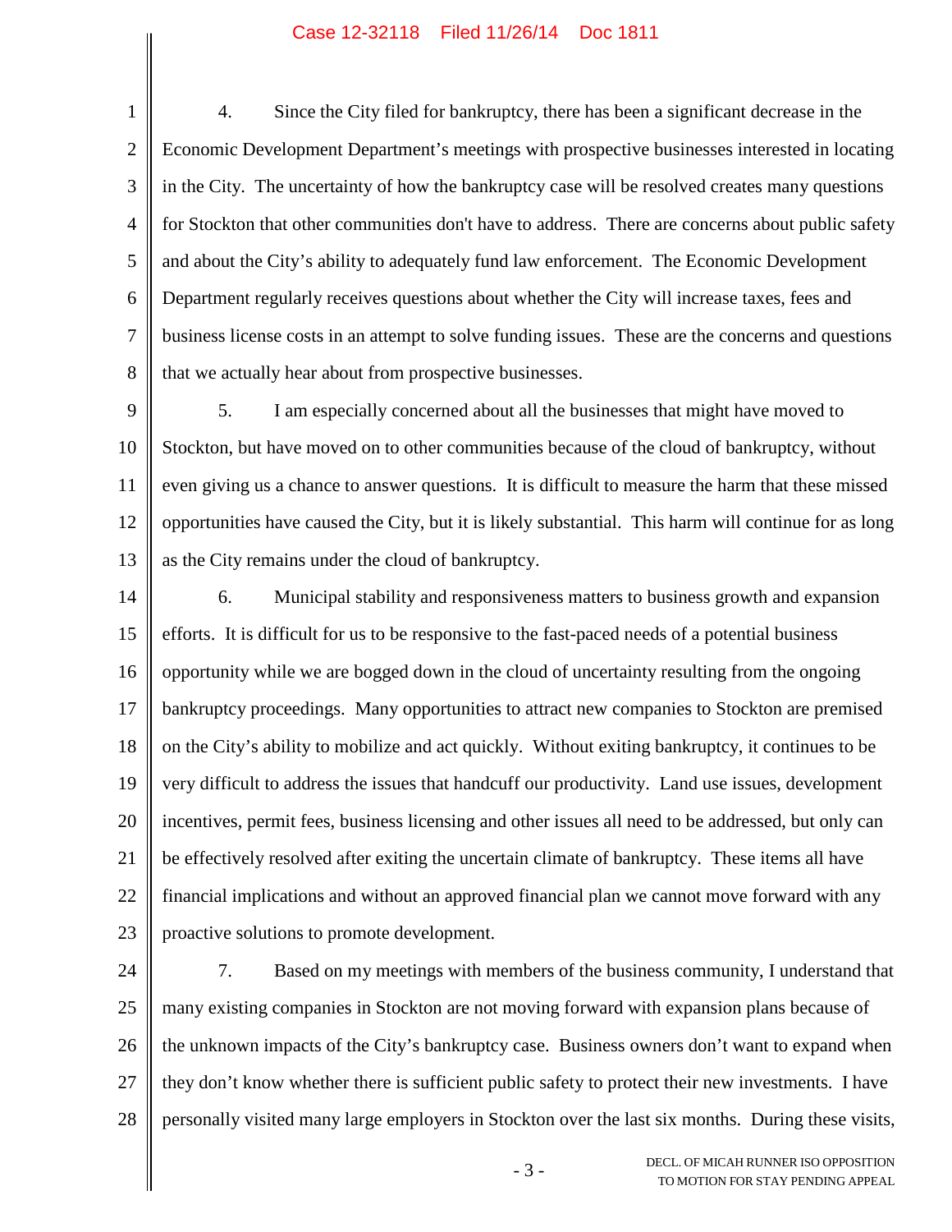4. Since the City filed for bankruptcy, there has been a significant decrease in the Economic Development Department's meetings with prospective businesses interested in locating in the City. The uncertainty of how the bankruptcy case will be resolved creates many questions for Stockton that other communities don't have to address. There are concerns about public safety and about the City's ability to adequately fund law enforcement. The Economic Development Department regularly receives questions about whether the City will increase taxes, fees and business license costs in an attempt to solve funding issues. These are the concerns and questions that we actually hear about from prospective businesses.

5. I am especially concerned about all the businesses that might have moved to Stockton, but have moved on to other communities because of the cloud of bankruptcy, without even giving us a chance to answer questions. It is difficult to measure the harm that these missed opportunities have caused the City, but it is likely substantial. This harm will continue for as long as the City remains under the cloud of bankruptcy.

6. Municipal stability and responsiveness matters to business growth and expansion efforts. It is difficult for us to be responsive to the fast-paced needs of a potential business opportunity while we are bogged down in the cloud of uncertainty resulting from the ongoing bankruptcy proceedings. Many opportunities to attract new companies to Stockton are premised on the City's ability to mobilize and act quickly. Without exiting bankruptcy, it continues to be very difficult to address the issues that handcuff our productivity. Land use issues, development incentives, permit fees, business licensing and other issues all need to be addressed, but only can be effectively resolved after exiting the uncertain climate of bankruptcy. These items all have financial implications and without an approved financial plan we cannot move forward with any proactive solutions to promote development.

7. Based on my meetings with members of the business community, I understand that many existing companies in Stockton are not moving forward with expansion plans because of the unknown impacts of the City's bankruptcy case. Business owners don't want to expand when they don't know whether there is sufficient public safety to protect their new investments. I have personally visited many large employers in Stockton over the last six months. During these visits,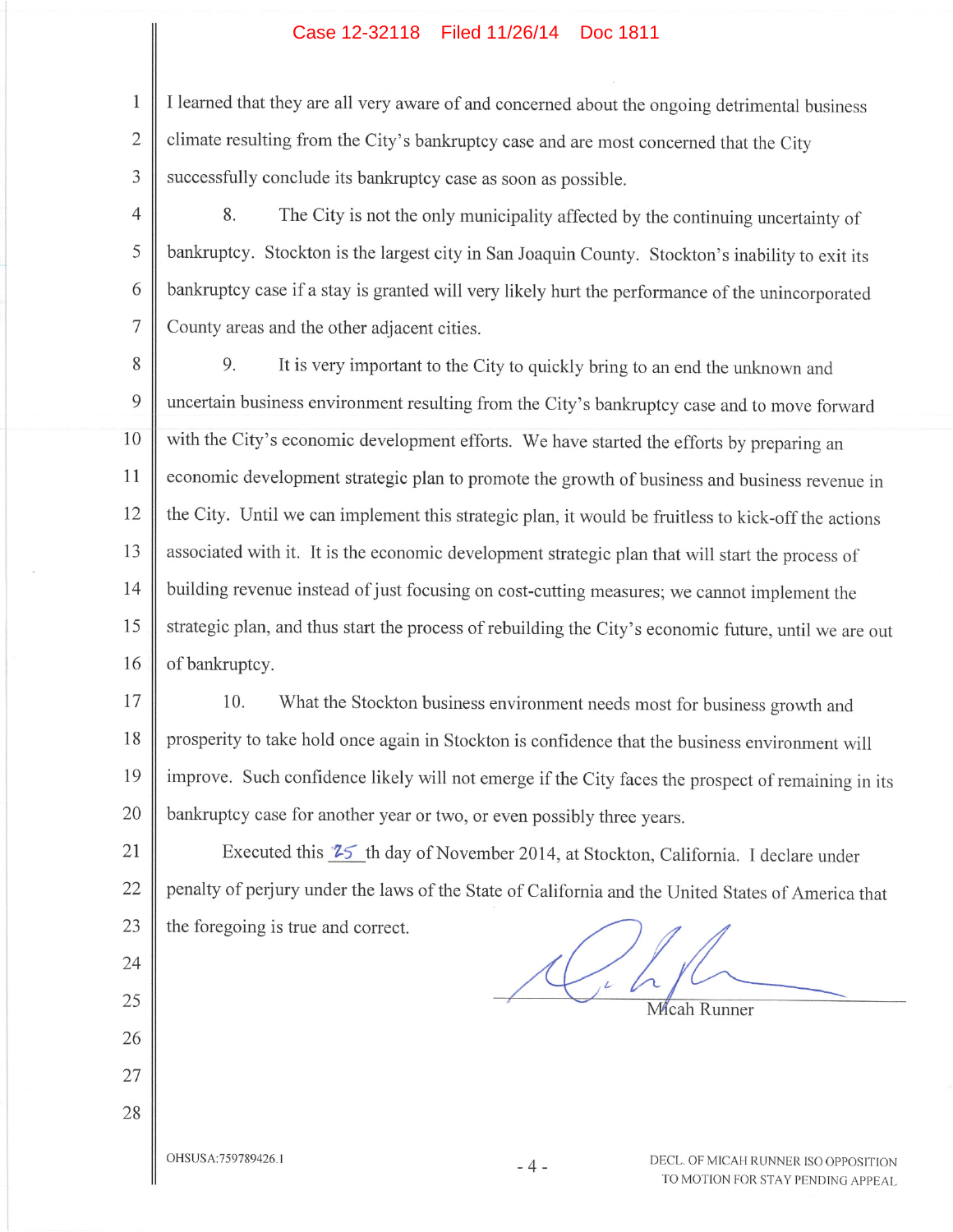I learned that they are all very aware of and concerned about the ongoing detrimental business climate resulting from the City's bankruptcy case and are most concerned that the City successfully conclude its bankruptcy case as soon as possible.

8. The City is not the only municipality affected by the continuing uncertainty of bankruptcy. Stockton is the largest city in San Joaquin County. Stockton's inability to exit its bankruptcy case if a stay is granted will very likely hurt the performance of the unincorporated County areas and the other adjacent cities.

9. It is very important to the City to quickly bring to an end the unknown and uncertain business environment resulting from the City's bankruptcy case and to move forward with the City's economic development efforts. We have started the efforts by preparing an economic development strategic plan to promote the growth of business and business revenue in the City. Until we can implement this strategic plan, it would be fruitless to kick-off the actions associated with it. It is the economic development strategic plan that will start the process of building revenue instead of just focusing on cost-cutting measures; we cannot implement the strategic plan, and thus start the process of rebuilding the City's economic future, until we are out of bankruptcy.

10. What the Stockton business environment needs most for business growth and prosperity to take hold once again in Stockton is confidence that the business environment will improve. Such confidence likely will not emerge if the City faces the prospect of remaining in its bankruptcy case for another year or two, or even possibly three years.

Executed this 25th day of November 2014, at Stockton, California. I declare under penalty of perjury under the laws of the State of California and the United States of America that the foregoing is true and correct.

Micah Runner

OHSUSA:759789426.1

DECL. OF MICAH RUNNER ISO OPPOSITION TO MOTION FOR STAY PENDING APPEAL